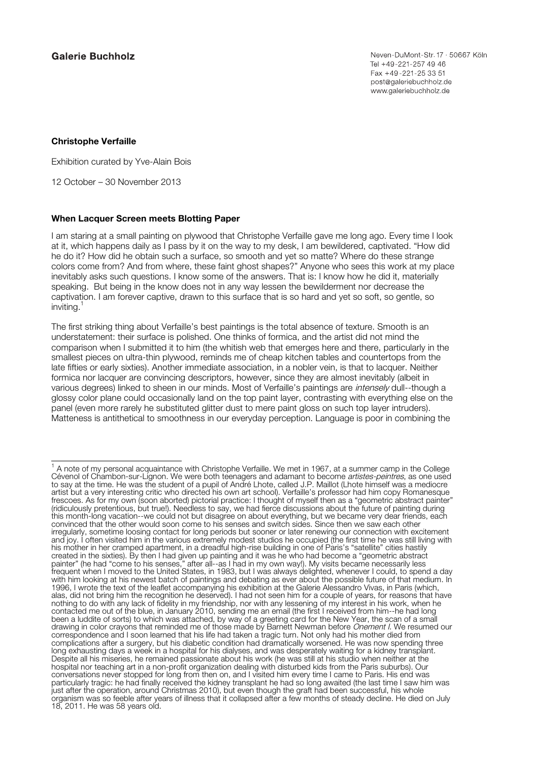**Galerie Buchholz**

Neven-DuMont-Str. 17 · 50667 Köln
Tel +49-221-257 49 46
Fax +49-221-25 33 51
post@galeriebuchholz.de
www.galeriebuchholz.de

**Christophe Verfaille**

Exhibition curated by Yve-Alain Bois

12 October – 30 November 2013

**When Lacquer Screen meets Blotting Paper**

I am staring at a small painting on plywood that Christophe Verfaille gave me long ago. Every time I look at it, which happens daily as I pass by it on the way to my desk, I am bewildered, captivated. "How did he do it? How did he obtain such a surface, so smooth and yet so matte? Where do these strange colors come from? And from where, these faint ghost shapes?" Anyone who sees this work at my place inevitably asks such questions. I know some of the answers. That is: I know how he did it, materially speaking. But being in the know does not in any way lessen the bewilderment nor decrease the captivation. I am forever captive, drawn to this surface that is so hard and yet so soft, so gentle, so inviting.[1]

The first striking thing about Verfaille's best paintings is the total absence of texture. Smooth is an understatement: their surface is polished. One thinks of formica, and the artist did not mind the comparison when I submitted it to him (the whitish web that emerges here and there, particularly in the smallest pieces on ultra-thin plywood, reminds me of cheap kitchen tables and countertops from the late fifties or early sixties). Another immediate association, in a nobler vein, is that to lacquer. Neither formica nor lacquer are convincing descriptors, however, since they are almost inevitably (albeit in various degrees) linked to sheen in our minds. Most of Verfaille's paintings are *intensely* dull--though a glossy color plane could occasionally land on the top paint layer, contrasting with everything else on the panel (even more rarely he substituted glitter dust to mere paint gloss on such top layer intruders). Matteness is antithetical to smoothness in our everyday perception. Language is poor in combining the

---

[1] A note of my personal acquaintance with Christophe Verfaille. We met in 1967, at a summer camp in the College Cévenol of Chambon-sur-Lignon. We were both teenagers and adamant to become *artistes-peintres*, as one used to say at the time. He was the student of a pupil of André Lhote, called J.P. Maillot (Lhote himself was a mediocre artist but a very interesting critic who directed his own art school). Verfaille's professor had him copy Romanesque frescoes. As for my own (soon aborted) pictorial practice: I thought of myself then as a "geometric abstract painter" (ridiculously pretentious, but true!). Needless to say, we had fierce discussions about the future of painting during this month-long vacation--we could not but disagree on about everything, but we became very dear friends, each convinced that the other would soon come to his senses and switch sides. Since then we saw each other irregularly, sometime loosing contact for long periods but sooner or later renewing our connection with excitement and joy. I often visited him in the various extremely modest studios he occupied (the first time he was still living with his mother in her cramped apartment, in a dreadful high-rise building in one of Paris's "satellite" cities hastily created in the sixties). By then I had given up painting and it was he who had become a "geometric abstract painter" (he had "come to his senses," after all--as I had in my own way!). My visits became necessarily less frequent when I moved to the United States, in 1983, but I was always delighted, whenever I could, to spend a day with him looking at his newest batch of paintings and debating as ever about the possible future of that medium. In 1996, I wrote the text of the leaflet accompanying his exhibition at the Galerie Alessandro Vivas, in Paris (which, alas, did not bring him the recognition he deserved). I had not seen him for a couple of years, for reasons that have nothing to do with any lack of fidelity in my friendship, nor with any lessening of my interest in his work, when he contacted me out of the blue, in January 2010, sending me an email (the first I received from him--he had long been a luddite of sorts) to which was attached, by way of a greeting card for the New Year, the scan of a small drawing in color crayons that reminded me of those made by Barnett Newman before *Onement I*. We resumed our correspondence and I soon learned that his life had taken a tragic turn. Not only had his mother died from complications after a surgery, but his diabetic condition had dramatically worsened. He was now spending three long exhausting days a week in a hospital for his dialyses, and was desperately waiting for a kidney transplant. Despite all his miseries, he remained passionate about his work (he was still at his studio when neither at the hospital nor teaching art in a non-profit organization dealing with disturbed kids from the Paris suburbs). Our conversations never stopped for long from then on, and I visited him every time I came to Paris. His end was particularly tragic: he had finally received the kidney transplant he had so long awaited (the last time I saw him was just after the operation, around Christmas 2010), but even though the graft had been successful, his whole organism was so feeble after years of illness that it collapsed after a few months of steady decline. He died on July 18, 2011. He was 58 years old.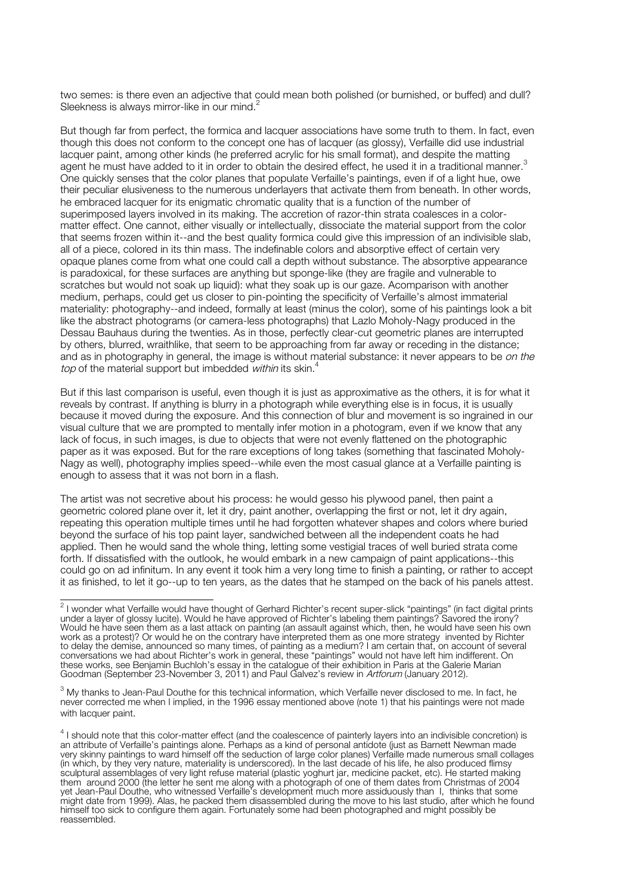two semes: is there even an adjective that could mean both polished (or burnished, or buffed) and dull? Sleekness is always mirror-like in our mind.[2]

But though far from perfect, the formica and lacquer associations have some truth to them. In fact, even though this does not conform to the concept one has of lacquer (as glossy), Verfaille did use industrial lacquer paint, among other kinds (he preferred acrylic for his small format), and despite the matting agent he must have added to it in order to obtain the desired effect, he used it in a traditional manner.[3] One quickly senses that the color planes that populate Verfaille's paintings, even if of a light hue, owe their peculiar elusiveness to the numerous underlayers that activate them from beneath. In other words, he embraced lacquer for its enigmatic chromatic quality that is a function of the number of superimposed layers involved in its making. The accretion of razor-thin strata coalesces in a color-matter effect. One cannot, either visually or intellectually, dissociate the material support from the color that seems frozen within it--and the best quality formica could give this impression of an indivisible slab, all of a piece, colored in its thin mass. The indefinable colors and absorptive effect of certain very opaque planes come from what one could call a depth without substance. The absorptive appearance is paradoxical, for these surfaces are anything but sponge-like (they are fragile and vulnerable to scratches but would not soak up liquid): what they soak up is our gaze. Acomparison with another medium, perhaps, could get us closer to pin-pointing the specificity of Verfaille's almost immaterial materiality: photography--and indeed, formally at least (minus the color), some of his paintings look a bit like the abstract photograms (or camera-less photographs) that Lazlo Moholy-Nagy produced in the Dessau Bauhaus during the twenties. As in those, perfectly clear-cut geometric planes are interrupted by others, blurred, wraithlike, that seem to be approaching from far away or receding in the distance; and as in photography in general, the image is without material substance: it never appears to be *on the top* of the material support but imbedded *within* its skin.[4]

But if this last comparison is useful, even though it is just as approximative as the others, it is for what it reveals by contrast. If anything is blurry in a photograph while everything else is in focus, it is usually because it moved during the exposure. And this connection of blur and movement is so ingrained in our visual culture that we are prompted to mentally infer motion in a photogram, even if we know that any lack of focus, in such images, is due to objects that were not evenly flattened on the photographic paper as it was exposed. But for the rare exceptions of long takes (something that fascinated Moholy-Nagy as well), photography implies speed--while even the most casual glance at a Verfaille painting is enough to assess that it was not born in a flash.

The artist was not secretive about his process: he would gesso his plywood panel, then paint a geometric colored plane over it, let it dry, paint another, overlapping the first or not, let it dry again, repeating this operation multiple times until he had forgotten whatever shapes and colors where buried beyond the surface of his top paint layer, sandwiched between all the independent coats he had applied. Then he would sand the whole thing, letting some vestigial traces of well buried strata come forth. If dissatisfied with the outlook, he would embark in a new campaign of paint applications--this could go on ad infinitum. In any event it took him a very long time to finish a painting, or rather to accept it as finished, to let it go--up to ten years, as the dates that he stamped on the back of his panels attest.

---

[2] I wonder what Verfaille would have thought of Gerhard Richter's recent super-slick "paintings" (in fact digital prints under a layer of glossy lucite). Would he have approved of Richter's labeling them paintings? Savored the irony? Would he have seen them as a last attack on painting (an assault against which, then, he would have seen his own work as a protest)? Or would he on the contrary have interpreted them as one more strategy invented by Richter to delay the demise, announced so many times, of painting as a medium? I am certain that, on account of several conversations we had about Richter's work in general, these "paintings" would not have left him indifferent. On these works, see Benjamin Buchloh's essay in the catalogue of their exhibition in Paris at the Galerie Marian Goodman (September 23-November 3, 2011) and Paul Galvez's review in *Artforum* (January 2012).

[3] My thanks to Jean-Paul Douthe for this technical information, which Verfaille never disclosed to me. In fact, he never corrected me when I implied, in the 1996 essay mentioned above (note 1) that his paintings were not made with lacquer paint.

[4] I should note that this color-matter effect (and the coalescence of painterly layers into an indivisible concretion) is an attribute of Verfaille's paintings alone. Perhaps as a kind of personal antidote (just as Barnett Newman made very skinny paintings to ward himself off the seduction of large color planes) Verfaille made numerous small collages (in which, by they very nature, materiality is underscored). In the last decade of his life, he also produced flimsy sculptural assemblages of very light refuse material (plastic yoghurt jar, medicine packet, etc). He started making them around 2000 (the letter he sent me along with a photograph of one of them dates from Christmas of 2004 yet Jean-Paul Douthe, who witnessed Verfaille's development much more assiduously than I, thinks that some might date from 1999). Alas, he packed them disassembled during the move to his last studio, after which he found himself too sick to configure them again. Fortunately some had been photographed and might possibly be reassembled.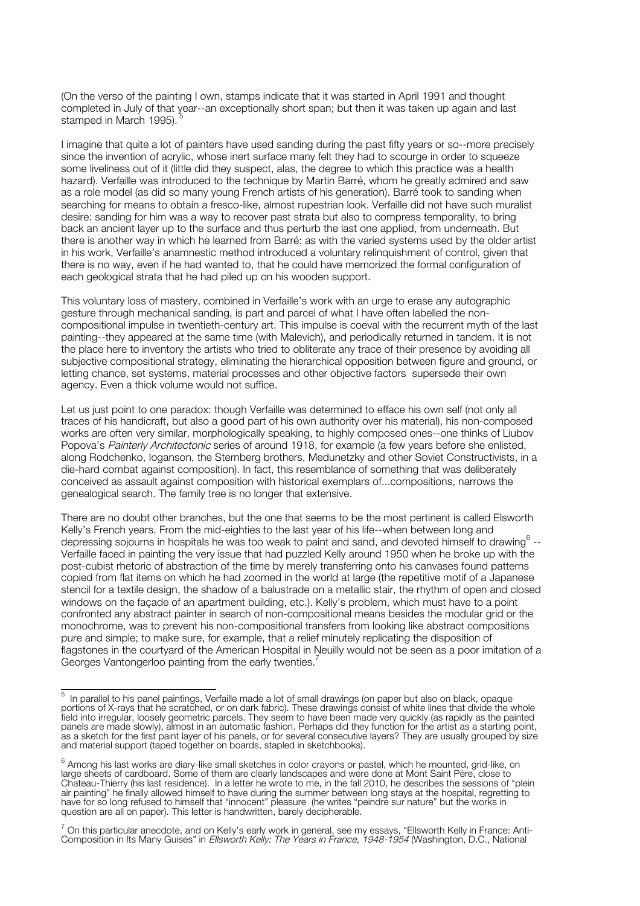(On the verso of the painting I own, stamps indicate that it was started in April 1991 and thought completed in July of that year--an exceptionally short span; but then it was taken up again and last stamped in March 1995).[5]

I imagine that quite a lot of painters have used sanding during the past fifty years or so--more precisely since the invention of acrylic, whose inert surface many felt they had to scourge in order to squeeze some liveliness out of it (little did they suspect, alas, the degree to which this practice was a health hazard). Verfaille was introduced to the technique by Martin Barré, whom he greatly admired and saw as a role model (as did so many young French artists of his generation). Barré took to sanding when searching for means to obtain a fresco-like, almost rupestrian look. Verfaille did not have such muralist desire: sanding for him was a way to recover past strata but also to compress temporality, to bring back an ancient layer up to the surface and thus perturb the last one applied, from underneath. But there is another way in which he learned from Barré: as with the varied systems used by the older artist in his work, Verfaille's anamnestic method introduced a voluntary relinquishment of control, given that there is no way, even if he had wanted to, that he could have memorized the formal configuration of each geological strata that he had piled up on his wooden support.

This voluntary loss of mastery, combined in Verfaille's work with an urge to erase any autographic gesture through mechanical sanding, is part and parcel of what I have often labelled the non-compositional impulse in twentieth-century art. This impulse is coeval with the recurrent myth of the last painting--they appeared at the same time (with Malevich), and periodically returned in tandem. It is not the place here to inventory the artists who tried to obliterate any trace of their presence by avoiding all subjective compositional strategy, eliminating the hierarchical opposition between figure and ground, or letting chance, set systems, material processes and other objective factors supersede their own agency. Even a thick volume would not suffice.

Let us just point to one paradox: though Verfaille was determined to efface his own self (not only all traces of his handicraft, but also a good part of his own authority over his material), his non-composed works are often very similar, morphologically speaking, to highly composed ones--one thinks of Liubov Popova's *Painterly Architectonic* series of around 1918, for example (a few years before she enlisted, along Rodchenko, Ioganson, the Sternberg brothers, Medunetzky and other Soviet Constructivists, in a die-hard combat against composition). In fact, this resemblance of something that was deliberately conceived as assault against composition with historical exemplars of...compositions, narrows the genealogical search. The family tree is no longer that extensive.

There are no doubt other branches, but the one that seems to be the most pertinent is called Elsworth Kelly's French years. From the mid-eighties to the last year of his life--when between long and depressing sojourns in hospitals he was too weak to paint and sand, and devoted himself to drawing[6] --Verfaille faced in painting the very issue that had puzzled Kelly around 1950 when he broke up with the post-cubist rhetoric of abstraction of the time by merely transferring onto his canvases found patterns copied from flat items on which he had zoomed in the world at large (the repetitive motif of a Japanese stencil for a textile design, the shadow of a balustrade on a metallic stair, the rhythm of open and closed windows on the façade of an apartment building, etc.). Kelly's problem, which must have to a point confronted any abstract painter in search of non-compositional means besides the modular grid or the monochrome, was to prevent his non-compositional transfers from looking like abstract compositions pure and simple; to make sure, for example, that a relief minutely replicating the disposition of flagstones in the courtyard of the American Hospital in Neuilly would not be seen as a poor imitation of a Georges Vantongerloo painting from the early twenties.[7]

---

[5] In parallel to his panel paintings, Verfaille made a lot of small drawings (on paper but also on black, opaque portions of X-rays that he scratched, or on dark fabric). These drawings consist of white lines that divide the whole field into irregular, loosely geometric parcels. They seem to have been made very quickly (as rapidly as the painted panels are made slowly), almost in an automatic fashion. Perhaps did they function for the artist as a starting point, as a sketch for the first paint layer of his panels, or for several consecutive layers? They are usually grouped by size and material support (taped together on boards, stapled in sketchbooks).

[6] Among his last works are diary-like small sketches in color crayons or pastel, which he mounted, grid-like, on large sheets of cardboard. Some of them are clearly landscapes and were done at Mont Saint Père, close to Chateau-Thierry (his last residence). In a letter he wrote to me, in the fall 2010, he describes the sessions of "plein air painting" he finally allowed himself to have during the summer between long stays at the hospital, regretting to have for so long refused to himself that "innocent" pleasure (he writes "peindre sur nature" but the works in question are all on paper). This letter is handwritten, barely decipherable.

[7] On this particular anecdote, and on Kelly's early work in general, see my essays, "Ellsworth Kelly in France: Anti-Composition in Its Many Guises" in *Ellsworth Kelly: The Years in France, 1948-1954* (Washington, D.C., National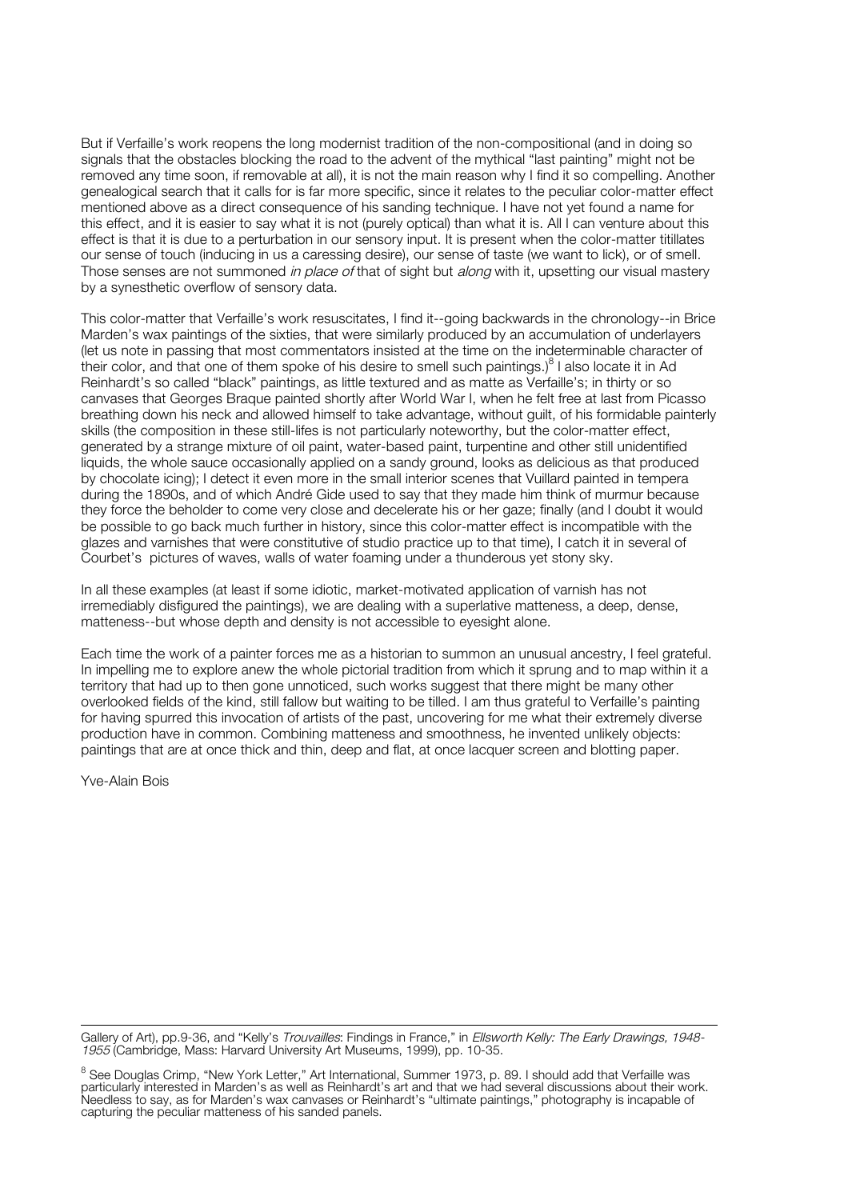But if Verfaille's work reopens the long modernist tradition of the non-compositional (and in doing so signals that the obstacles blocking the road to the advent of the mythical "last painting" might not be removed any time soon, if removable at all), it is not the main reason why I find it so compelling. Another genealogical search that it calls for is far more specific, since it relates to the peculiar color-matter effect mentioned above as a direct consequence of his sanding technique. I have not yet found a name for this effect, and it is easier to say what it is not (purely optical) than what it is. All I can venture about this effect is that it is due to a perturbation in our sensory input. It is present when the color-matter titillates our sense of touch (inducing in us a caressing desire), our sense of taste (we want to lick), or of smell. Those senses are not summoned *in place of* that of sight but *along* with it, upsetting our visual mastery by a synesthetic overflow of sensory data.

This color-matter that Verfaille's work resuscitates, I find it--going backwards in the chronology--in Brice Marden's wax paintings of the sixties, that were similarly produced by an accumulation of underlayers (let us note in passing that most commentators insisted at the time on the indeterminable character of their color, and that one of them spoke of his desire to smell such paintings.)[8] I also locate it in Ad Reinhardt's so called "black" paintings, as little textured and as matte as Verfaille's; in thirty or so canvases that Georges Braque painted shortly after World War I, when he felt free at last from Picasso breathing down his neck and allowed himself to take advantage, without guilt, of his formidable painterly skills (the composition in these still-lifes is not particularly noteworthy, but the color-matter effect, generated by a strange mixture of oil paint, water-based paint, turpentine and other still unidentified liquids, the whole sauce occasionally applied on a sandy ground, looks as delicious as that produced by chocolate icing); I detect it even more in the small interior scenes that Vuillard painted in tempera during the 1890s, and of which André Gide used to say that they made him think of murmur because they force the beholder to come very close and decelerate his or her gaze; finally (and I doubt it would be possible to go back much further in history, since this color-matter effect is incompatible with the glazes and varnishes that were constitutive of studio practice up to that time), I catch it in several of Courbet's pictures of waves, walls of water foaming under a thunderous yet stony sky.

In all these examples (at least if some idiotic, market-motivated application of varnish has not irremediably disfigured the paintings), we are dealing with a superlative matteness, a deep, dense, matteness--but whose depth and density is not accessible to eyesight alone.

Each time the work of a painter forces me as a historian to summon an unusual ancestry, I feel grateful. In impelling me to explore anew the whole pictorial tradition from which it sprung and to map within it a territory that had up to then gone unnoticed, such works suggest that there might be many other overlooked fields of the kind, still fallow but waiting to be tilled. I am thus grateful to Verfaille's painting for having spurred this invocation of artists of the past, uncovering for me what their extremely diverse production have in common. Combining matteness and smoothness, he invented unlikely objects: paintings that are at once thick and thin, deep and flat, at once lacquer screen and blotting paper.

Yve-Alain Bois

---

Gallery of Art), pp.9-36, and "Kelly's *Trouvailles*: Findings in France," in *Ellsworth Kelly: The Early Drawings, 1948-1955* (Cambridge, Mass: Harvard University Art Museums, 1999), pp. 10-35.

[8] See Douglas Crimp, "New York Letter," Art International, Summer 1973, p. 89. I should add that Verfaille was particularly interested in Marden's as well as Reinhardt's art and that we had several discussions about their work. Needless to say, as for Marden's wax canvases or Reinhardt's "ultimate paintings," photography is incapable of capturing the peculiar matteness of his sanded panels.